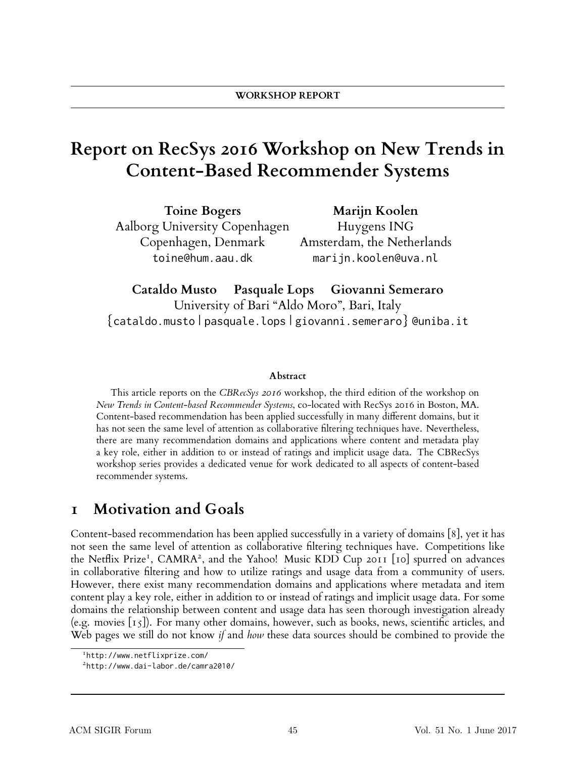WORKSHOP REPORT

# Report on RecSys 2016 Workshop on New Trends in Content-Based Recommender Systems

**Toine Bogers**
Aalborg University Copenhagen
Copenhagen, Denmark
toine@hum.aau.dk

**Marijn Koolen**
Huygens ING
Amsterdam, the Netherlands
marijn.koolen@uva.nl

**Cataldo Musto Pasquale Lops Giovanni Semeraro**
University of Bari "Aldo Moro", Bari, Italy
{cataldo.musto | pasquale.lops | giovanni.semeraro} @uniba.it

### Abstract

This article reports on the *CBRecSys 2016* workshop, the third edition of the workshop on *New Trends in Content-based Recommender Systems*, co-located with RecSys 2016 in Boston, MA. Content-based recommendation has been applied successfully in many different domains, but it has not seen the same level of attention as collaborative filtering techniques have. Nevertheless, there are many recommendation domains and applications where content and metadata play a key role, either in addition to or instead of ratings and implicit usage data. The CBRecSys workshop series provides a dedicated venue for work dedicated to all aspects of content-based recommender systems.

## 1 Motivation and Goals

Content-based recommendation has been applied successfully in a variety of domains [8], yet it has not seen the same level of attention as collaborative filtering techniques have. Competitions like the Netflix Prize[1], CAMRA[2], and the Yahoo! Music KDD Cup 2011 [10] spurred on advances in collaborative filtering and how to utilize ratings and usage data from a community of users. However, there exist many recommendation domains and applications where metadata and item content play a key role, either in addition to or instead of ratings and implicit usage data. For some domains the relationship between content and usage data has seen thorough investigation already (e.g. movies [15]). For many other domains, however, such as books, news, scientific articles, and Web pages we still do not know *if* and *how* these data sources should be combined to provide the

[1] http://www.netflixprize.com/

[2] http://www.dai-labor.de/camra2010/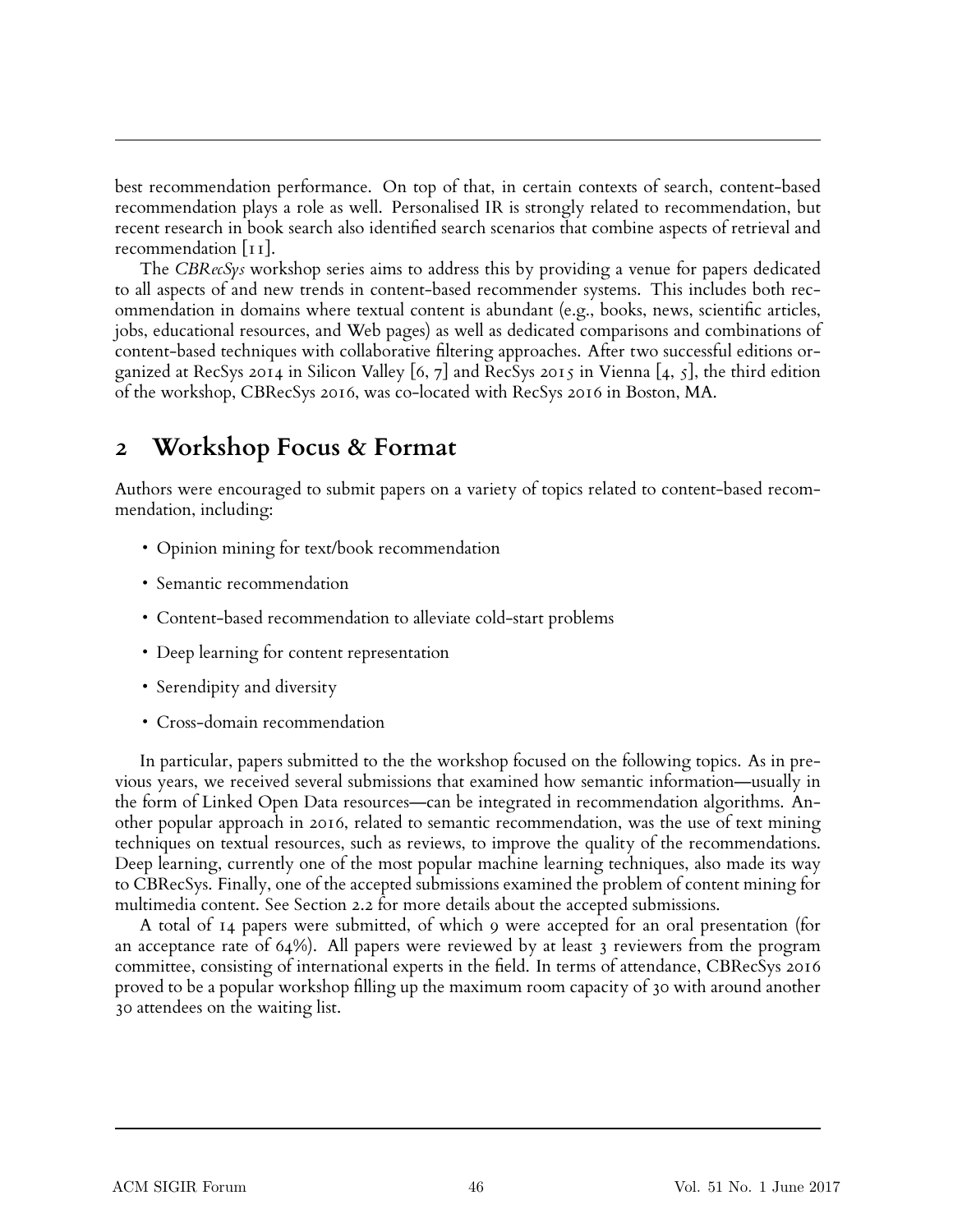best recommendation performance. On top of that, in certain contexts of search, content-based recommendation plays a role as well. Personalised IR is strongly related to recommendation, but recent research in book search also identified search scenarios that combine aspects of retrieval and recommendation [11].

The *CBRecSys* workshop series aims to address this by providing a venue for papers dedicated to all aspects of and new trends in content-based recommender systems. This includes both recommendation in domains where textual content is abundant (e.g., books, news, scientific articles, jobs, educational resources, and Web pages) as well as dedicated comparisons and combinations of content-based techniques with collaborative filtering approaches. After two successful editions organized at RecSys 2014 in Silicon Valley [6, 7] and RecSys 2015 in Vienna [4, 5], the third edition of the workshop, CBRecSys 2016, was co-located with RecSys 2016 in Boston, MA.

## 2 Workshop Focus & Format

Authors were encouraged to submit papers on a variety of topics related to content-based recommendation, including:

- Opinion mining for text/book recommendation
- Semantic recommendation
- Content-based recommendation to alleviate cold-start problems
- Deep learning for content representation
- Serendipity and diversity
- Cross-domain recommendation

In particular, papers submitted to the the workshop focused on the following topics. As in previous years, we received several submissions that examined how semantic information—usually in the form of Linked Open Data resources—can be integrated in recommendation algorithms. Another popular approach in 2016, related to semantic recommendation, was the use of text mining techniques on textual resources, such as reviews, to improve the quality of the recommendations. Deep learning, currently one of the most popular machine learning techniques, also made its way to CBRecSys. Finally, one of the accepted submissions examined the problem of content mining for multimedia content. See Section 2.2 for more details about the accepted submissions.

A total of 14 papers were submitted, of which 9 were accepted for an oral presentation (for an acceptance rate of 64%). All papers were reviewed by at least 3 reviewers from the program committee, consisting of international experts in the field. In terms of attendance, CBRecSys 2016 proved to be a popular workshop filling up the maximum room capacity of 30 with around another 30 attendees on the waiting list.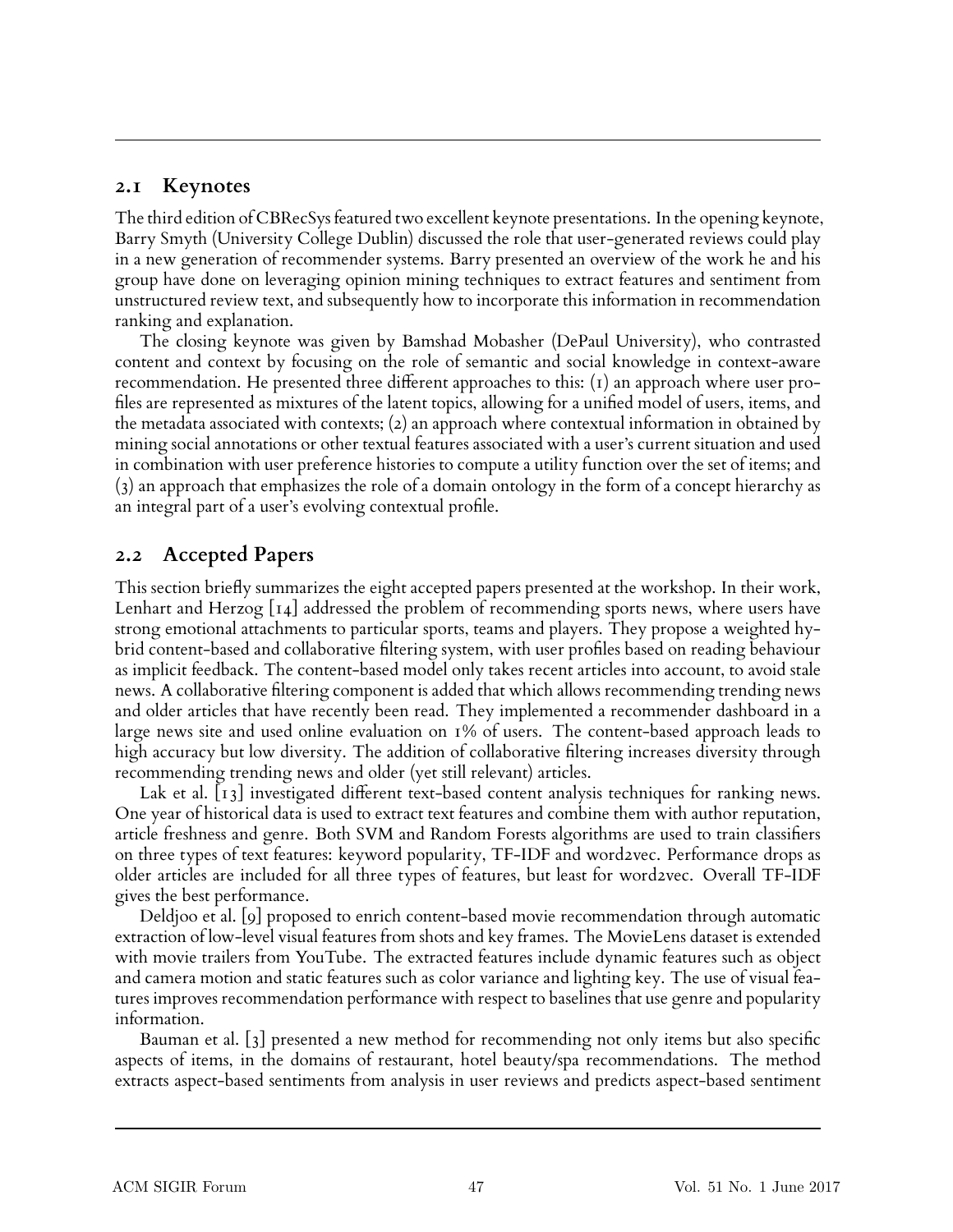## 2.1 Keynotes

The third edition of CBRecSys featured two excellent keynote presentations. In the opening keynote, Barry Smyth (University College Dublin) discussed the role that user-generated reviews could play in a new generation of recommender systems. Barry presented an overview of the work he and his group have done on leveraging opinion mining techniques to extract features and sentiment from unstructured review text, and subsequently how to incorporate this information in recommendation ranking and explanation.

The closing keynote was given by Bamshad Mobasher (DePaul University), who contrasted content and context by focusing on the role of semantic and social knowledge in context-aware recommendation. He presented three different approaches to this: (1) an approach where user profiles are represented as mixtures of the latent topics, allowing for a unified model of users, items, and the metadata associated with contexts; (2) an approach where contextual information in obtained by mining social annotations or other textual features associated with a user's current situation and used in combination with user preference histories to compute a utility function over the set of items; and (3) an approach that emphasizes the role of a domain ontology in the form of a concept hierarchy as an integral part of a user's evolving contextual profile.

## 2.2 Accepted Papers

This section briefly summarizes the eight accepted papers presented at the workshop. In their work, Lenhart and Herzog [14] addressed the problem of recommending sports news, where users have strong emotional attachments to particular sports, teams and players. They propose a weighted hybrid content-based and collaborative filtering system, with user profiles based on reading behaviour as implicit feedback. The content-based model only takes recent articles into account, to avoid stale news. A collaborative filtering component is added that which allows recommending trending news and older articles that have recently been read. They implemented a recommender dashboard in a large news site and used online evaluation on 1% of users. The content-based approach leads to high accuracy but low diversity. The addition of collaborative filtering increases diversity through recommending trending news and older (yet still relevant) articles.

Lak et al. [13] investigated different text-based content analysis techniques for ranking news. One year of historical data is used to extract text features and combine them with author reputation, article freshness and genre. Both SVM and Random Forests algorithms are used to train classifiers on three types of text features: keyword popularity, TF-IDF and word2vec. Performance drops as older articles are included for all three types of features, but least for word2vec. Overall TF-IDF gives the best performance.

Deldjoo et al. [9] proposed to enrich content-based movie recommendation through automatic extraction of low-level visual features from shots and key frames. The MovieLens dataset is extended with movie trailers from YouTube. The extracted features include dynamic features such as object and camera motion and static features such as color variance and lighting key. The use of visual features improves recommendation performance with respect to baselines that use genre and popularity information.

Bauman et al. [3] presented a new method for recommending not only items but also specific aspects of items, in the domains of restaurant, hotel beauty/spa recommendations. The method extracts aspect-based sentiments from analysis in user reviews and predicts aspect-based sentiment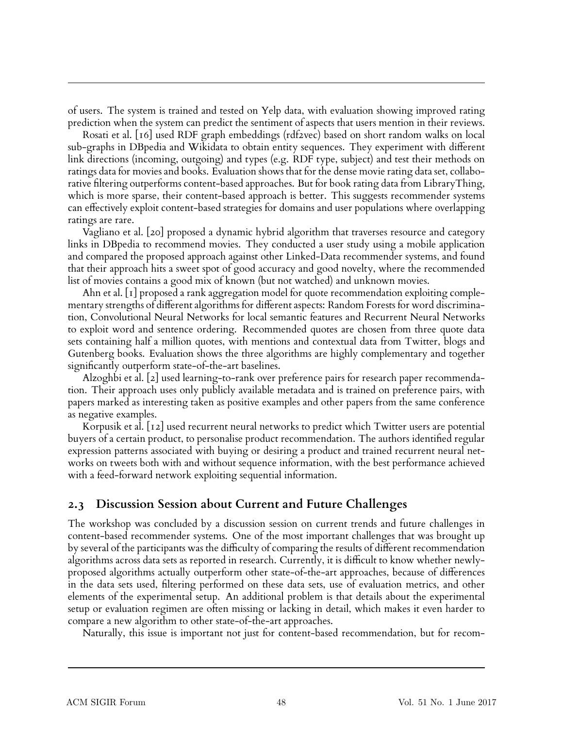of users. The system is trained and tested on Yelp data, with evaluation showing improved rating prediction when the system can predict the sentiment of aspects that users mention in their reviews.

Rosati et al. [16] used RDF graph embeddings (rdf2vec) based on short random walks on local sub-graphs in DBpedia and Wikidata to obtain entity sequences. They experiment with different link directions (incoming, outgoing) and types (e.g. RDF type, subject) and test their methods on ratings data for movies and books. Evaluation shows that for the dense movie rating data set, collaborative filtering outperforms content-based approaches. But for book rating data from LibraryThing, which is more sparse, their content-based approach is better. This suggests recommender systems can effectively exploit content-based strategies for domains and user populations where overlapping ratings are rare.

Vagliano et al. [20] proposed a dynamic hybrid algorithm that traverses resource and category links in DBpedia to recommend movies. They conducted a user study using a mobile application and compared the proposed approach against other Linked-Data recommender systems, and found that their approach hits a sweet spot of good accuracy and good novelty, where the recommended list of movies contains a good mix of known (but not watched) and unknown movies.

Ahn et al. [1] proposed a rank aggregation model for quote recommendation exploiting complementary strengths of different algorithms for different aspects: Random Forests for word discrimination, Convolutional Neural Networks for local semantic features and Recurrent Neural Networks to exploit word and sentence ordering. Recommended quotes are chosen from three quote data sets containing half a million quotes, with mentions and contextual data from Twitter, blogs and Gutenberg books. Evaluation shows the three algorithms are highly complementary and together significantly outperform state-of-the-art baselines.

Alzoghbi et al. [2] used learning-to-rank over preference pairs for research paper recommendation. Their approach uses only publicly available metadata and is trained on preference pairs, with papers marked as interesting taken as positive examples and other papers from the same conference as negative examples.

Korpusik et al. [12] used recurrent neural networks to predict which Twitter users are potential buyers of a certain product, to personalise product recommendation. The authors identified regular expression patterns associated with buying or desiring a product and trained recurrent neural networks on tweets both with and without sequence information, with the best performance achieved with a feed-forward network exploiting sequential information.

## 2.3 Discussion Session about Current and Future Challenges

The workshop was concluded by a discussion session on current trends and future challenges in content-based recommender systems. One of the most important challenges that was brought up by several of the participants was the difficulty of comparing the results of different recommendation algorithms across data sets as reported in research. Currently, it is difficult to know whether newly-proposed algorithms actually outperform other state-of-the-art approaches, because of differences in the data sets used, filtering performed on these data sets, use of evaluation metrics, and other elements of the experimental setup. An additional problem is that details about the experimental setup or evaluation regimen are often missing or lacking in detail, which makes it even harder to compare a new algorithm to other state-of-the-art approaches.

Naturally, this issue is important not just for content-based recommendation, but for recom-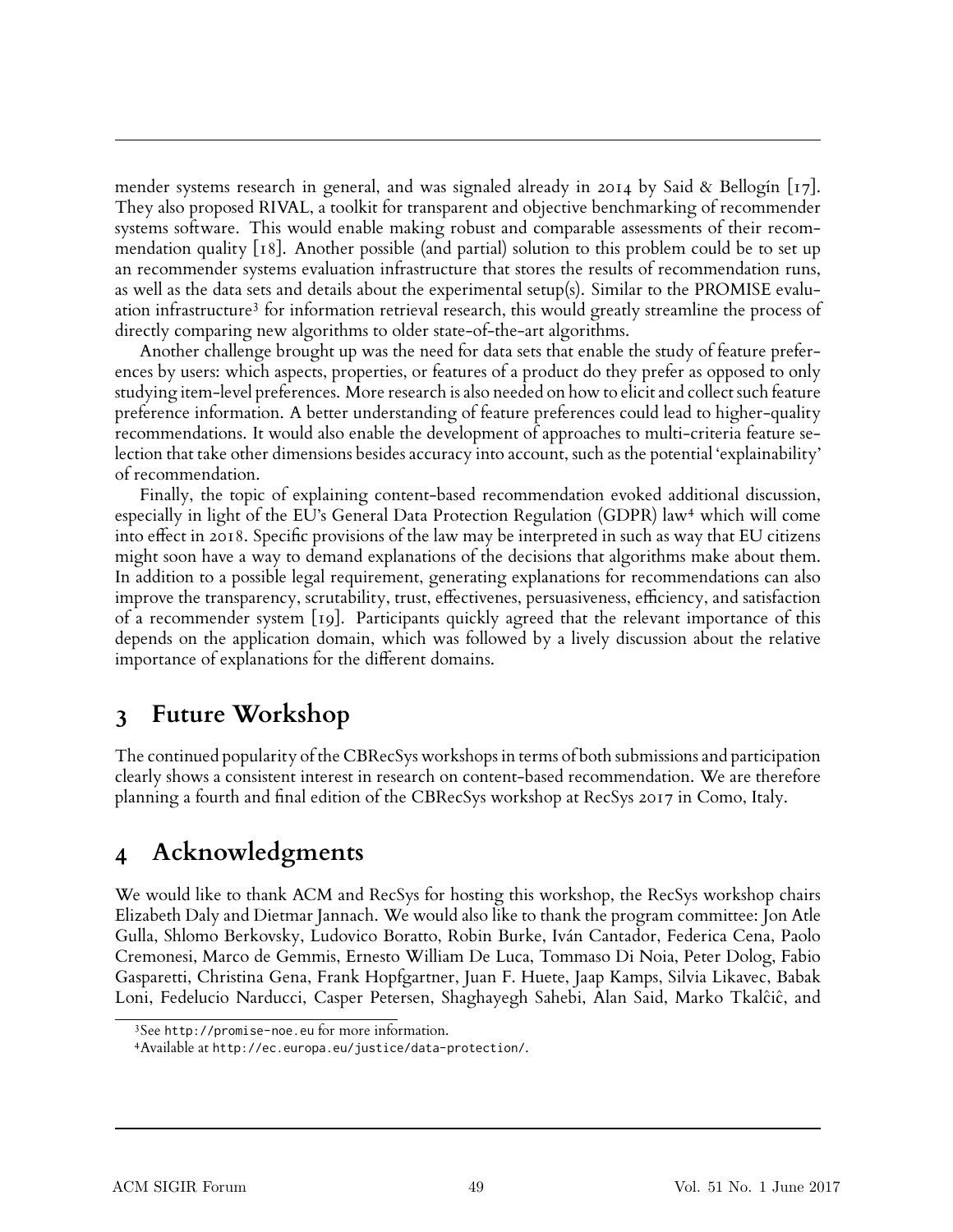mender systems research in general, and was signaled already in 2014 by Said & Bellogín [17]. They also proposed RIVAL, a toolkit for transparent and objective benchmarking of recommender systems software. This would enable making robust and comparable assessments of their recommendation quality [18]. Another possible (and partial) solution to this problem could be to set up an recommender systems evaluation infrastructure that stores the results of recommendation runs, as well as the data sets and details about the experimental setup(s). Similar to the PROMISE evaluation infrastructure[3] for information retrieval research, this would greatly streamline the process of directly comparing new algorithms to older state-of-the-art algorithms.

Another challenge brought up was the need for data sets that enable the study of feature preferences by users: which aspects, properties, or features of a product do they prefer as opposed to only studying item-level preferences. More research is also needed on how to elicit and collect such feature preference information. A better understanding of feature preferences could lead to higher-quality recommendations. It would also enable the development of approaches to multi-criteria feature selection that take other dimensions besides accuracy into account, such as the potential 'explainability' of recommendation.

Finally, the topic of explaining content-based recommendation evoked additional discussion, especially in light of the EU's General Data Protection Regulation (GDPR) law[4] which will come into effect in 2018. Specific provisions of the law may be interpreted in such as way that EU citizens might soon have a way to demand explanations of the decisions that algorithms make about them. In addition to a possible legal requirement, generating explanations for recommendations can also improve the transparency, scrutability, trust, effectivenes, persuasiveness, efficiency, and satisfaction of a recommender system [19]. Participants quickly agreed that the relevant importance of this depends on the application domain, which was followed by a lively discussion about the relative importance of explanations for the different domains.

## 3 Future Workshop

The continued popularity of the CBRecSys workshops in terms of both submissions and participation clearly shows a consistent interest in research on content-based recommendation. We are therefore planning a fourth and final edition of the CBRecSys workshop at RecSys 2017 in Como, Italy.

## 4 Acknowledgments

We would like to thank ACM and RecSys for hosting this workshop, the RecSys workshop chairs Elizabeth Daly and Dietmar Jannach. We would also like to thank the program committee: Jon Atle Gulla, Shlomo Berkovsky, Ludovico Boratto, Robin Burke, Iván Cantador, Federica Cena, Paolo Cremonesi, Marco de Gemmis, Ernesto William De Luca, Tommaso Di Noia, Peter Dolog, Fabio Gasparetti, Christina Gena, Frank Hopfgartner, Juan F. Huete, Jaap Kamps, Silvia Likavec, Babak Loni, Fedelucio Narducci, Casper Petersen, Shaghayegh Sahebi, Alan Said, Marko Tkalĉiĉ, and

[3] See `http://promise-noe.eu` for more information.

[4] Available at `http://ec.europa.eu/justice/data-protection/`.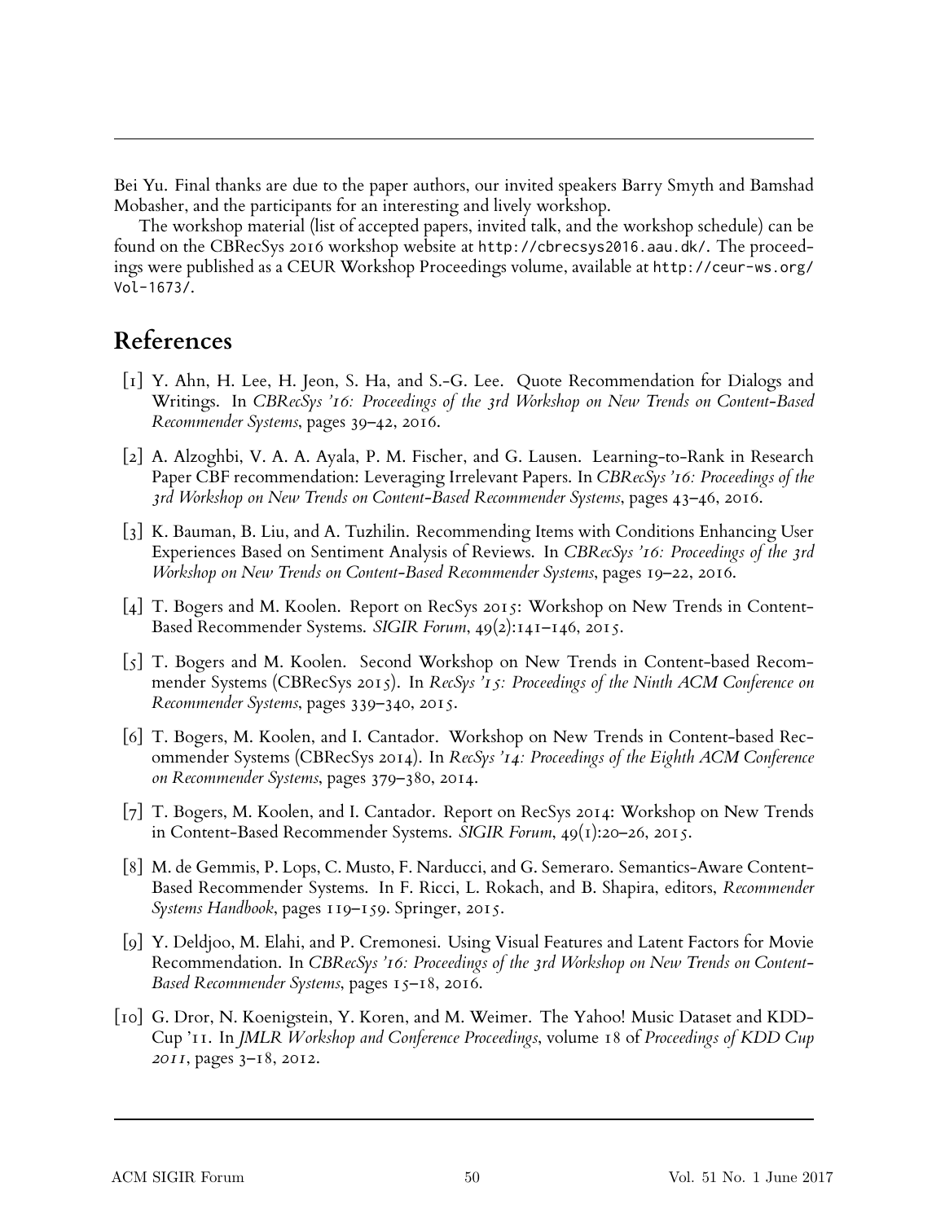Bei Yu. Final thanks are due to the paper authors, our invited speakers Barry Smyth and Bamshad Mobasher, and the participants for an interesting and lively workshop.

The workshop material (list of accepted papers, invited talk, and the workshop schedule) can be found on the CBRecSys 2016 workshop website at http://cbrecsys2016.aau.dk/. The proceedings were published as a CEUR Workshop Proceedings volume, available at http://ceur-ws.org/Vol-1673/.

## References

[1] Y. Ahn, H. Lee, H. Jeon, S. Ha, and S.-G. Lee. Quote Recommendation for Dialogs and Writings. In *CBRecSys '16: Proceedings of the 3rd Workshop on New Trends on Content-Based Recommender Systems*, pages 39–42, 2016.

[2] A. Alzoghbi, V. A. A. Ayala, P. M. Fischer, and G. Lausen. Learning-to-Rank in Research Paper CBF recommendation: Leveraging Irrelevant Papers. In *CBRecSys '16: Proceedings of the 3rd Workshop on New Trends on Content-Based Recommender Systems*, pages 43–46, 2016.

[3] K. Bauman, B. Liu, and A. Tuzhilin. Recommending Items with Conditions Enhancing User Experiences Based on Sentiment Analysis of Reviews. In *CBRecSys '16: Proceedings of the 3rd Workshop on New Trends on Content-Based Recommender Systems*, pages 19–22, 2016.

[4] T. Bogers and M. Koolen. Report on RecSys 2015: Workshop on New Trends in Content-Based Recommender Systems. *SIGIR Forum*, 49(2):141–146, 2015.

[5] T. Bogers and M. Koolen. Second Workshop on New Trends in Content-based Recommender Systems (CBRecSys 2015). In *RecSys '15: Proceedings of the Ninth ACM Conference on Recommender Systems*, pages 339–340, 2015.

[6] T. Bogers, M. Koolen, and I. Cantador. Workshop on New Trends in Content-based Recommender Systems (CBRecSys 2014). In *RecSys '14: Proceedings of the Eighth ACM Conference on Recommender Systems*, pages 379–380, 2014.

[7] T. Bogers, M. Koolen, and I. Cantador. Report on RecSys 2014: Workshop on New Trends in Content-Based Recommender Systems. *SIGIR Forum*, 49(1):20–26, 2015.

[8] M. de Gemmis, P. Lops, C. Musto, F. Narducci, and G. Semeraro. Semantics-Aware Content-Based Recommender Systems. In F. Ricci, L. Rokach, and B. Shapira, editors, *Recommender Systems Handbook*, pages 119–159. Springer, 2015.

[9] Y. Deldjoo, M. Elahi, and P. Cremonesi. Using Visual Features and Latent Factors for Movie Recommendation. In *CBRecSys '16: Proceedings of the 3rd Workshop on New Trends on Content-Based Recommender Systems*, pages 15–18, 2016.

[10] G. Dror, N. Koenigstein, Y. Koren, and M. Weimer. The Yahoo! Music Dataset and KDD-Cup '11. In *JMLR Workshop and Conference Proceedings*, volume 18 of *Proceedings of KDD Cup 2011*, pages 3–18, 2012.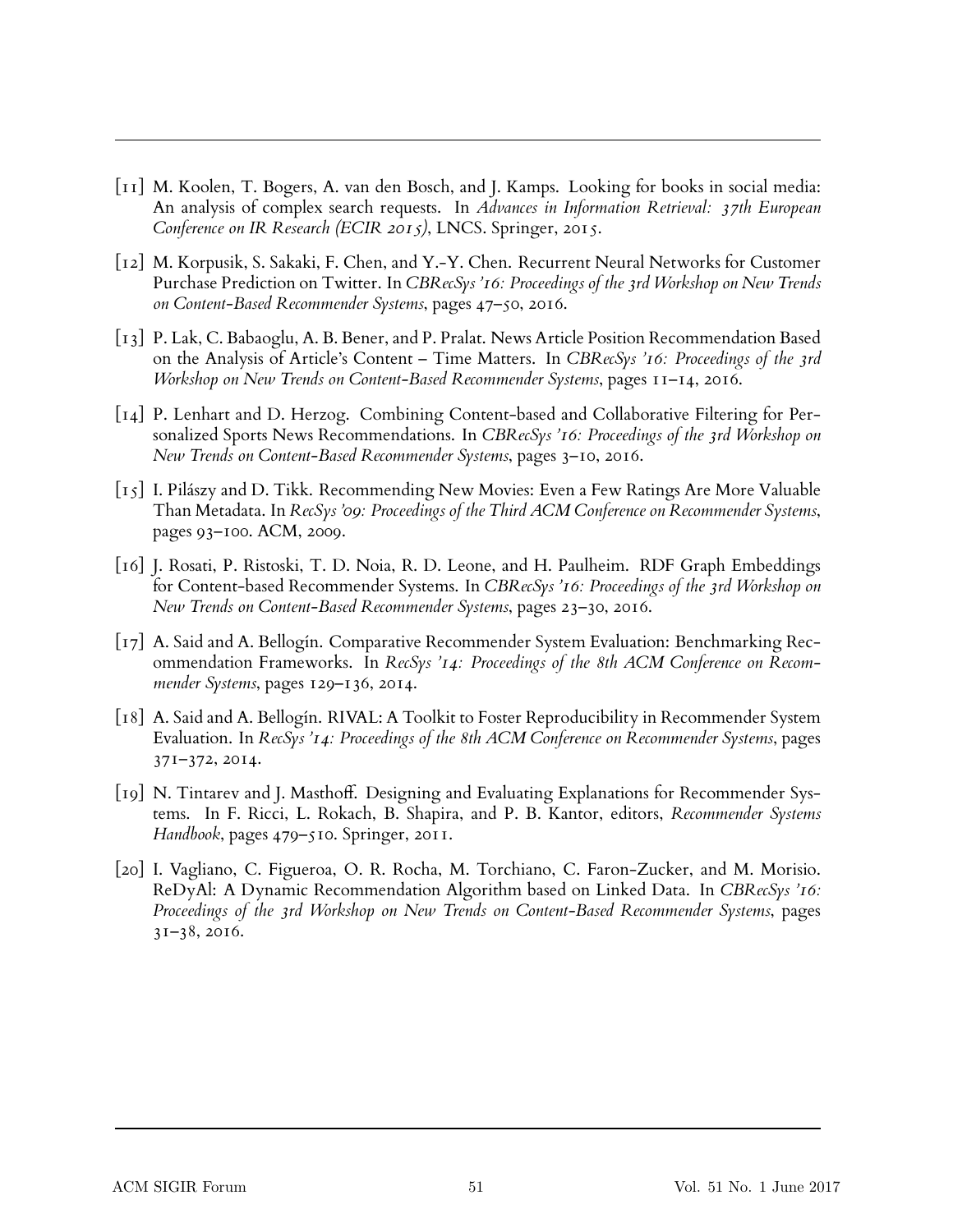[11] M. Koolen, T. Bogers, A. van den Bosch, and J. Kamps. Looking for books in social media: An analysis of complex search requests. In *Advances in Information Retrieval: 37th European Conference on IR Research (ECIR 2015)*, LNCS. Springer, 2015.

[12] M. Korpusik, S. Sakaki, F. Chen, and Y.-Y. Chen. Recurrent Neural Networks for Customer Purchase Prediction on Twitter. In *CBRecSys '16: Proceedings of the 3rd Workshop on New Trends on Content-Based Recommender Systems*, pages 47–50, 2016.

[13] P. Lak, C. Babaoglu, A. B. Bener, and P. Pralat. News Article Position Recommendation Based on the Analysis of Article's Content – Time Matters. In *CBRecSys '16: Proceedings of the 3rd Workshop on New Trends on Content-Based Recommender Systems*, pages 11–14, 2016.

[14] P. Lenhart and D. Herzog. Combining Content-based and Collaborative Filtering for Personalized Sports News Recommendations. In *CBRecSys '16: Proceedings of the 3rd Workshop on New Trends on Content-Based Recommender Systems*, pages 3–10, 2016.

[15] I. Pilászy and D. Tikk. Recommending New Movies: Even a Few Ratings Are More Valuable Than Metadata. In *RecSys '09: Proceedings of the Third ACM Conference on Recommender Systems*, pages 93–100. ACM, 2009.

[16] J. Rosati, P. Ristoski, T. D. Noia, R. D. Leone, and H. Paulheim. RDF Graph Embeddings for Content-based Recommender Systems. In *CBRecSys '16: Proceedings of the 3rd Workshop on New Trends on Content-Based Recommender Systems*, pages 23–30, 2016.

[17] A. Said and A. Bellogín. Comparative Recommender System Evaluation: Benchmarking Recommendation Frameworks. In *RecSys '14: Proceedings of the 8th ACM Conference on Recommender Systems*, pages 129–136, 2014.

[18] A. Said and A. Bellogín. RIVAL: A Toolkit to Foster Reproducibility in Recommender System Evaluation. In *RecSys '14: Proceedings of the 8th ACM Conference on Recommender Systems*, pages 371–372, 2014.

[19] N. Tintarev and J. Masthoff. Designing and Evaluating Explanations for Recommender Systems. In F. Ricci, L. Rokach, B. Shapira, and P. B. Kantor, editors, *Recommender Systems Handbook*, pages 479–510. Springer, 2011.

[20] I. Vagliano, C. Figueroa, O. R. Rocha, M. Torchiano, C. Faron-Zucker, and M. Morisio. ReDyAl: A Dynamic Recommendation Algorithm based on Linked Data. In *CBRecSys '16: Proceedings of the 3rd Workshop on New Trends on Content-Based Recommender Systems*, pages 31–38, 2016.